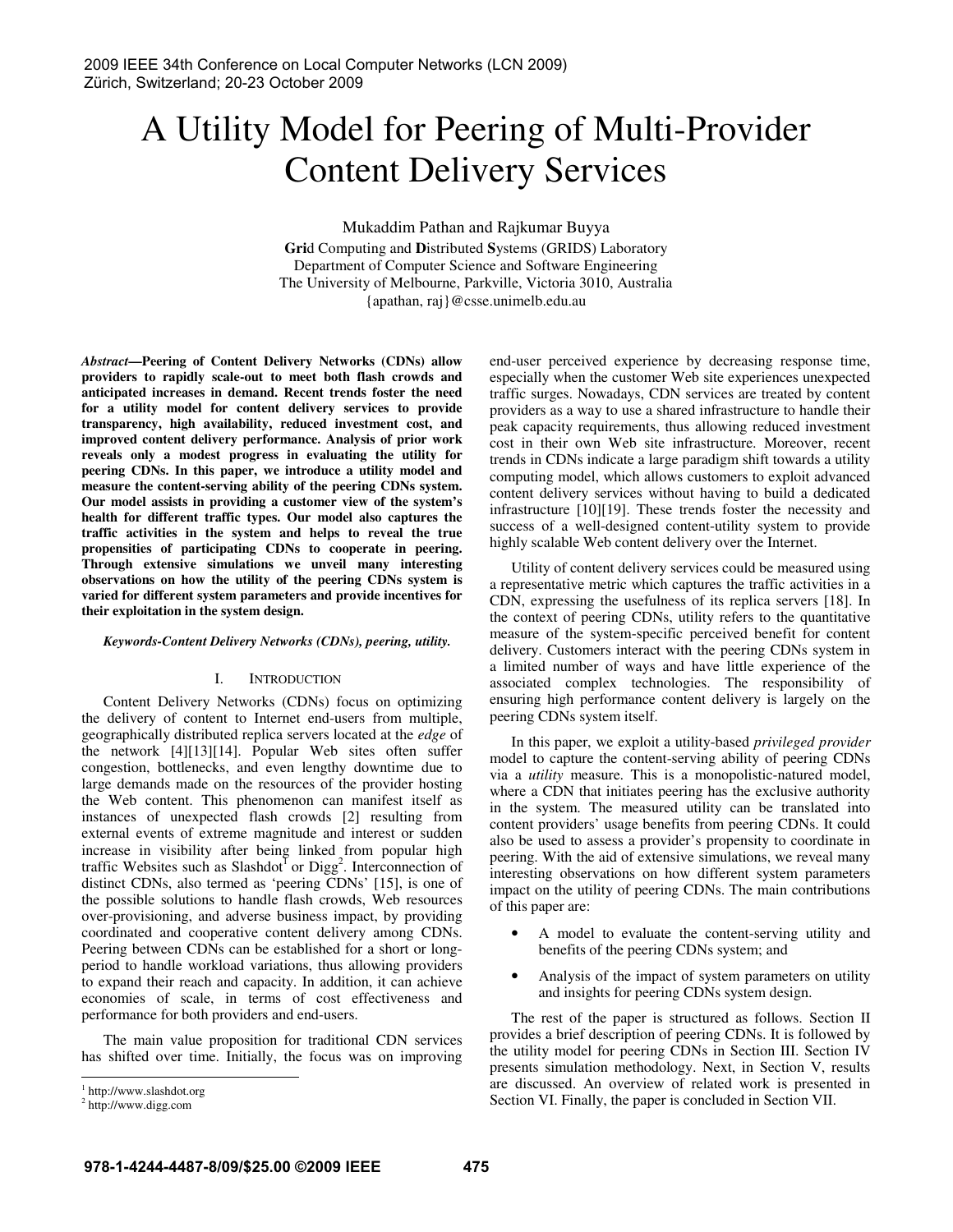# A Utility Model for Peering of Multi-Provider Content Delivery Services

Mukaddim Pathan and Rajkumar Buyya

**Gri**d Computing and **D**istributed **S**ystems (GRIDS) Laboratory
Department of Computer Science and Software Engineering
The University of Melbourne, Parkville, Victoria 3010, Australia
{apathan, raj}@csse.unimelb.edu.au

***Abstract*—Peering of Content Delivery Networks (CDNs) allow providers to rapidly scale-out to meet both flash crowds and anticipated increases in demand. Recent trends foster the need for a utility model for content delivery services to provide transparency, high availability, reduced investment cost, and improved content delivery performance. Analysis of prior work reveals only a modest progress in evaluating the utility for peering CDNs. In this paper, we introduce a utility model and measure the content-serving ability of the peering CDNs system. Our model assists in providing a customer view of the system's health for different traffic types. Our model also captures the traffic activities in the system and helps to reveal the true propensities of participating CDNs to cooperate in peering. Through extensive simulations we unveil many interesting observations on how the utility of the peering CDNs system is varied for different system parameters and provide incentives for their exploitation in the system design.**

***Keywords-Content Delivery Networks (CDNs), peering, utility.***

## I. INTRODUCTION

Content Delivery Networks (CDNs) focus on optimizing the delivery of content to Internet end-users from multiple, geographically distributed replica servers located at the *edge* of the network [4][13][14]. Popular Web sites often suffer congestion, bottlenecks, and even lengthy downtime due to large demands made on the resources of the provider hosting the Web content. This phenomenon can manifest itself as instances of unexpected flash crowds [2] resulting from external events of extreme magnitude and interest or sudden increase in visibility after being linked from popular high traffic Websites such as Slashdot[1] or Digg[2]. Interconnection of distinct CDNs, also termed as 'peering CDNs' [15], is one of the possible solutions to handle flash crowds, Web resources over-provisioning, and adverse business impact, by providing coordinated and cooperative content delivery among CDNs. Peering between CDNs can be established for a short or long-period to handle workload variations, thus allowing providers to expand their reach and capacity. In addition, it can achieve economies of scale, in terms of cost effectiveness and performance for both providers and end-users.

The main value proposition for traditional CDN services has shifted over time. Initially, the focus was on improving end-user perceived experience by decreasing response time, especially when the customer Web site experiences unexpected traffic surges. Nowadays, CDN services are treated by content providers as a way to use a shared infrastructure to handle their peak capacity requirements, thus allowing reduced investment cost in their own Web site infrastructure. Moreover, recent trends in CDNs indicate a large paradigm shift towards a utility computing model, which allows customers to exploit advanced content delivery services without having to build a dedicated infrastructure [10][19]. These trends foster the necessity and success of a well-designed content-utility system to provide highly scalable Web content delivery over the Internet.

Utility of content delivery services could be measured using a representative metric which captures the traffic activities in a CDN, expressing the usefulness of its replica servers [18]. In the context of peering CDNs, utility refers to the quantitative measure of the system-specific perceived benefit for content delivery. Customers interact with the peering CDNs system in a limited number of ways and have little experience of the associated complex technologies. The responsibility of ensuring high performance content delivery is largely on the peering CDNs system itself.

In this paper, we exploit a utility-based *privileged provider* model to capture the content-serving ability of peering CDNs via a *utility* measure. This is a monopolistic-natured model, where a CDN that initiates peering has the exclusive authority in the system. The measured utility can be translated into content providers' usage benefits from peering CDNs. It could also be used to assess a provider's propensity to coordinate in peering. With the aid of extensive simulations, we reveal many interesting observations on how different system parameters impact on the utility of peering CDNs. The main contributions of this paper are:

- A model to evaluate the content-serving utility and benefits of the peering CDNs system; and
- Analysis of the impact of system parameters on utility and insights for peering CDNs system design.

The rest of the paper is structured as follows. Section II provides a brief description of peering CDNs. It is followed by the utility model for peering CDNs in Section III. Section IV presents simulation methodology. Next, in Section V, results are discussed. An overview of related work is presented in Section VI. Finally, the paper is concluded in Section VII.

---

[1] http://www.slashdot.org
[2] http://www.digg.com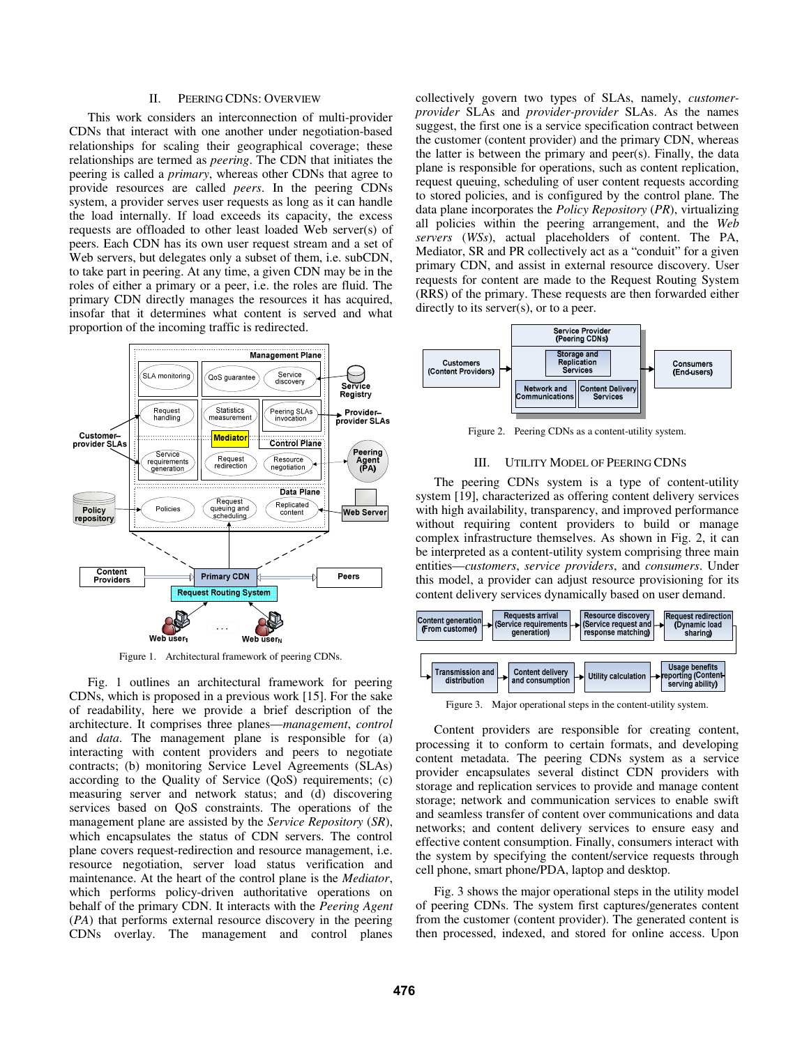## II. PEERING CDNS: OVERVIEW

This work considers an interconnection of multi-provider CDNs that interact with one another under negotiation-based relationships for scaling their geographical coverage; these relationships are termed as *peering*. The CDN that initiates the peering is called a *primary*, whereas other CDNs that agree to provide resources are called *peers*. In the peering CDNs system, a provider serves user requests as long as it can handle the load internally. If load exceeds its capacity, the excess requests are offloaded to other least loaded Web server(s) of peers. Each CDN has its own user request stream and a set of Web servers, but delegates only a subset of them, i.e. subCDN, to take part in peering. At any time, a given CDN may be in the roles of either a primary or a peer, i.e. the roles are fluid. The primary CDN directly manages the resources it has acquired, insofar that it determines what content is served and what proportion of the incoming traffic is redirected.

Management Plane
SLA monitoring
QoS guarantee
Service discovery
Service Registry
Request handling
Statistics measurement
Peering SLAs invocation
Provider–provider SLAs
Customer–provider SLAs
Mediator
Control Plane
Service requirements generation
Request redirection
Resource negotiation
Peering Agent (PA)
Data Plane
Policy repository
Policies
Request queuing and scheduling
Replicated content
Web Server
Content Providers
Primary CDN
Peers
Request Routing System
Web user$_1$
. . .
Web user$_N$

Figure 1. Architectural framework of peering CDNs.

Fig. 1 outlines an architectural framework for peering CDNs, which is proposed in a previous work [15]. For the sake of readability, here we provide a brief description of the architecture. It comprises three planes—*management*, *control* and *data*. The management plane is responsible for (a) interacting with content providers and peers to negotiate contracts; (b) monitoring Service Level Agreements (SLAs) according to the Quality of Service (QoS) requirements; (c) measuring server and network status; and (d) discovering services based on QoS constraints. The operations of the management plane are assisted by the *Service Repository* (*SR*), which encapsulates the status of CDN servers. The control plane covers request-redirection and resource management, i.e. resource negotiation, server load status verification and maintenance. At the heart of the control plane is the *Mediator*, which performs policy-driven authoritative operations on behalf of the primary CDN. It interacts with the *Peering Agent* (*PA*) that performs external resource discovery in the peering CDNs overlay. The management and control planes collectively govern two types of SLAs, namely, *customer-provider* SLAs and *provider-provider* SLAs. As the names suggest, the first one is a service specification contract between the customer (content provider) and the primary CDN, whereas the latter is between the primary and peer(s). Finally, the data plane is responsible for operations, such as content replication, request queuing, scheduling of user content requests according to stored policies, and is configured by the control plane. The data plane incorporates the *Policy Repository* (*PR*), virtualizing all policies within the peering arrangement, and the *Web servers* (*WSs*), actual placeholders of content. The PA, Mediator, SR and PR collectively act as a "conduit" for a given primary CDN, and assist in external resource discovery. User requests for content are made to the Request Routing System (RRS) of the primary. These requests are then forwarded either directly to its server(s), or to a peer.

Service Provider (Peering CDNs)
Customers (Content Providers)
Storage and Replication Services
Network and Communications
Content Delivery Services
Consumers (End-users)

Figure 2. Peering CDNs as a content-utility system.

## III. UTILITY MODEL OF PEERING CDNS

The peering CDNs system is a type of content-utility system [19], characterized as offering content delivery services with high availability, transparency, and improved performance without requiring content providers to build or manage complex infrastructure themselves. As shown in Fig. 2, it can be interpreted as a content-utility system comprising three main entities—*customers*, *service providers*, and *consumers*. Under this model, a provider can adjust resource provisioning for its content delivery services dynamically based on user demand.

Content generation (From customer)
Requests arrival (Service requirements generation)
Resource discovery (Service request and response matching)
Request redirection (Dynamic load sharing)
Transmission and distribution
Content delivery and consumption
Utility calculation
Usage benefits reporting (Content-serving ability)

Figure 3. Major operational steps in the content-utility system.

Content providers are responsible for creating content, processing it to conform to certain formats, and developing content metadata. The peering CDNs system as a service provider encapsulates several distinct CDN providers with storage and replication services to provide and manage content storage; network and communication services to enable swift and seamless transfer of content over communications and data networks; and content delivery services to ensure easy and effective content consumption. Finally, consumers interact with the system by specifying the content/service requests through cell phone, smart phone/PDA, laptop and desktop.

Fig. 3 shows the major operational steps in the utility model of peering CDNs. The system first captures/generates content from the customer (content provider). The generated content is then processed, indexed, and stored for online access. Upon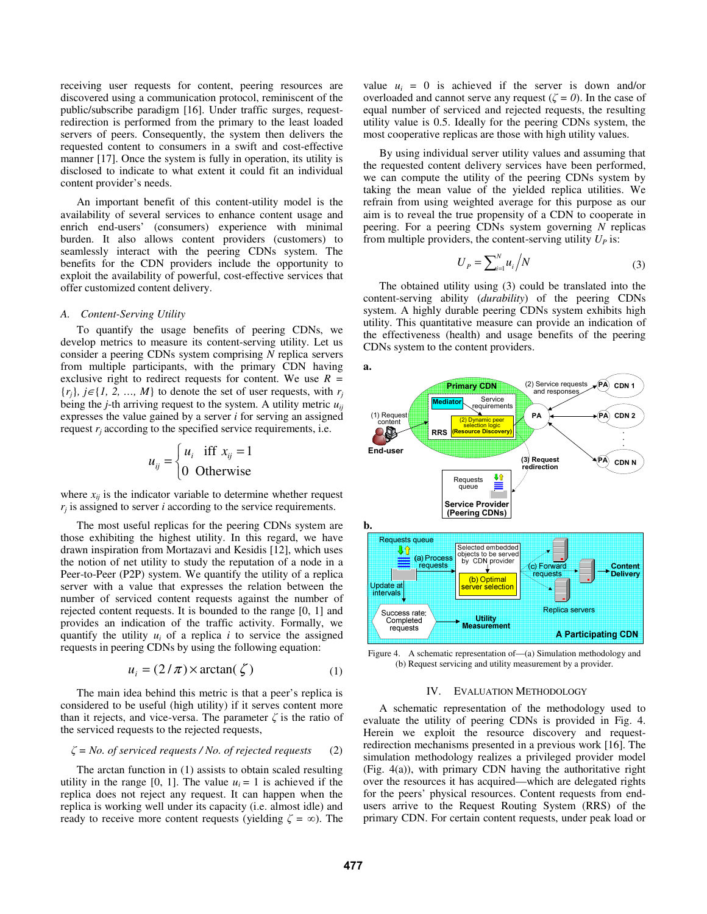receiving user requests for content, peering resources are discovered using a communication protocol, reminiscent of the public/subscribe paradigm [16]. Under traffic surges, request-redirection is performed from the primary to the least loaded servers of peers. Consequently, the system then delivers the requested content to consumers in a swift and cost-effective manner [17]. Once the system is fully in operation, its utility is disclosed to indicate to what extent it could fit an individual content provider's needs.

An important benefit of this content-utility model is the availability of several services to enhance content usage and enrich end-users' (consumers) experience with minimal burden. It also allows content providers (customers) to seamlessly interact with the peering CDNs system. The benefits for the CDN providers include the opportunity to exploit the availability of powerful, cost-effective services that offer customized content delivery.

### A. Content-Serving Utility

To quantify the usage benefits of peering CDNs, we develop metrics to measure its content-serving utility. Let us consider a peering CDNs system comprising $N$ replica servers from multiple participants, with the primary CDN having exclusive right to redirect requests for content. We use $R = \{r_j\}, j \in \{1, 2, \ldots, M\}$ to denote the set of user requests, with $r_j$ being the $j$-th arriving request to the system. A utility metric $u_{ij}$ expresses the value gained by a server $i$ for serving an assigned request $r_j$ according to the specified service requirements, i.e.

$$u_{ij} = \begin{cases} u_i & \text{iff } x_{ij} = 1 \\ 0 & \text{Otherwise} \end{cases}$$

where $x_{ij}$ is the indicator variable to determine whether request $r_j$ is assigned to server $i$ according to the service requirements.

The most useful replicas for the peering CDNs system are those exhibiting the highest utility. In this regard, we have drawn inspiration from Mortazavi and Kesidis [12], which uses the notion of net utility to study the reputation of a node in a Peer-to-Peer (P2P) system. We quantify the utility of a replica server with a value that expresses the relation between the number of serviced content requests against the number of rejected content requests. It is bounded to the range [0, 1] and provides an indication of the traffic activity. Formally, we quantify the utility $u_i$ of a replica $i$ to service the assigned requests in peering CDNs by using the following equation:

$$u_i = (2/\pi) \times \arctan(\zeta) \tag{1}$$

The main idea behind this metric is that a peer's replica is considered to be useful (high utility) if it serves content more than it rejects, and vice-versa. The parameter $\zeta$ is the ratio of the serviced requests to the rejected requests,

$$\zeta = \text{No. of serviced requests} \,/\, \text{No. of rejected requests} \tag{2}$$

The arctan function in (1) assists to obtain scaled resulting utility in the range [0, 1]. The value $u_i = 1$ is achieved if the replica does not reject any request. It can happen when the replica is working well under its capacity (i.e. almost idle) and ready to receive more content requests (yielding $\zeta = \infty$). The value $u_i = 0$ is achieved if the server is down and/or overloaded and cannot serve any request ($\zeta = 0$). In the case of equal number of serviced and rejected requests, the resulting utility value is 0.5. Ideally for the peering CDNs system, the most cooperative replicas are those with high utility values.

By using individual server utility values and assuming that the requested content delivery services have been performed, we can compute the utility of the peering CDNs system by taking the mean value of the yielded replica utilities. We refrain from using weighted average for this purpose as our aim is to reveal the true propensity of a CDN to cooperate in peering. For a peering CDNs system governing $N$ replicas from multiple providers, the content-serving utility $U_P$ is:

$$U_P = \sum_{i=1}^{N} u_i \Big/ N \tag{3}$$

The obtained utility using (3) could be translated into the content-serving ability (*durability*) of the peering CDNs system. A highly durable peering CDNs system exhibits high utility. This quantitative measure can provide an indication of the effectiveness (health) and usage benefits of the peering CDNs system to the content providers.

a.

Primary CDN
Mediator
Service requirements
(2) Dynamic peer selection logic (Resource Discovery)
RRS
(1) Request content
End-user
(2) Service requests and responses
PA
PA CDN 1
PA CDN 2
PA CDN N
(3) Request redirection
Requests queue
Service Provider (Peering CDNs)

b.

Requests queue
(a) Process requests
Selected embedded objects to be served by CDN provider
(b) Optimal server selection
(c) Forward requests
Content Delivery
Replica servers
Update at intervals
Success rate: Completed requests
Utility Measurement
A Participating CDN

Figure 4. A schematic representation of—(a) Simulation methodology and (b) Request servicing and utility measurement by a provider.

## IV. Evaluation Methodology

A schematic representation of the methodology used to evaluate the utility of peering CDNs is provided in Fig. 4. Herein we exploit the resource discovery and request-redirection mechanisms presented in a previous work [16]. The simulation methodology realizes a privileged provider model (Fig. 4(a)), with primary CDN having the authoritative right over the resources it has acquired—which are delegated rights for the peers' physical resources. Content requests from end-users arrive to the Request Routing System (RRS) of the primary CDN. For certain content requests, under peak load or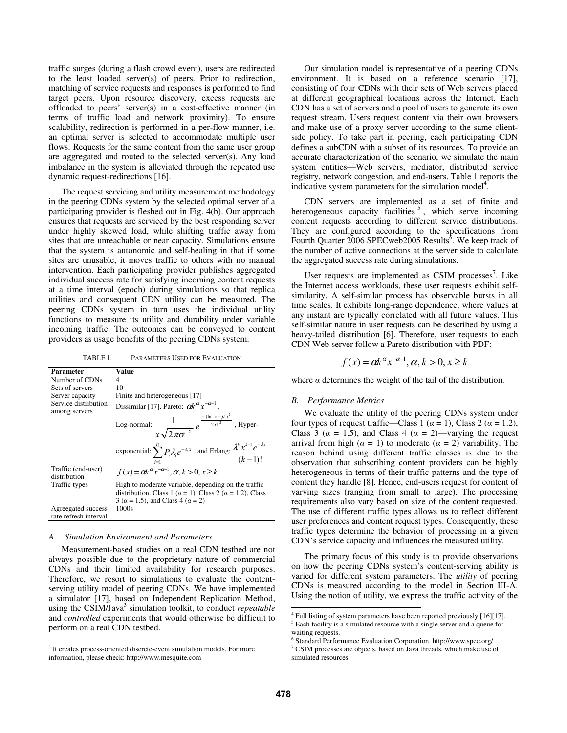traffic surges (during a flash crowd event), users are redirected to the least loaded server(s) of peers. Prior to redirection, matching of service requests and responses is performed to find target peers. Upon resource discovery, excess requests are offloaded to peers' server(s) in a cost-effective manner (in terms of traffic load and network proximity). To ensure scalability, redirection is performed in a per-flow manner, i.e. an optimal server is selected to accommodate multiple user flows. Requests for the same content from the same user group are aggregated and routed to the selected server(s). Any load imbalance in the system is alleviated through the repeated use dynamic request-redirections [16].

The request servicing and utility measurement methodology in the peering CDNs system by the selected optimal server of a participating provider is fleshed out in Fig. 4(b). Our approach ensures that requests are serviced by the best responding server under highly skewed load, while shifting traffic away from sites that are unreachable or near capacity. Simulations ensure that the system is autonomic and self-healing in that if some sites are unusable, it moves traffic to others with no manual intervention. Each participating provider publishes aggregated individual success rate for satisfying incoming content requests at a time interval (epoch) during simulations so that replica utilities and consequent CDN utility can be measured. The peering CDNs system in turn uses the individual utility functions to measure its utility and durability under variable incoming traffic. The outcomes can be conveyed to content providers as usage benefits of the peering CDNs system.

TABLE I. PARAMETERS USED FOR EVALUATION

| Parameter | Value |
|---|---|
| Number of CDNs | 4 |
| Sets of servers | 10 |
| Server capacity | Finite and heterogeneous [17] |
| Service distribution among servers | Dissimilar [17]. Pareto: $\alpha k^{\alpha} x^{-\alpha-1}$, Log-normal: $\frac{1}{x\sqrt{2\pi\sigma^{2}}} e^{\frac{-(\ln x-\mu)^{2}}{2\sigma^{2}}}$, Hyper-exponential: $\sum_{i=1}^{n} P_i \lambda_i e^{-\lambda_i x}$, and Erlang: $\frac{\lambda^{k} x^{k-1} e^{-\lambda x}}{(k-1)!}$ |
| Traffic (end-user) distribution | $f(x) = \alpha k^{\alpha} x^{-\alpha-1}, \alpha, k > 0, x \geq k$ |
| Traffic types | High to moderate variable, depending on the traffic distribution. Class 1 ($\alpha$ = 1), Class 2 ($\alpha$ = 1.2), Class 3 ($\alpha$ = 1.5), and Class 4 ($\alpha$ = 2) |
| Agreegated success rate refresh interval | 1000s |

### A. Simulation Environment and Parameters

Measurement-based studies on a real CDN testbed are not always possible due to the proprietary nature of commercial CDNs and their limited availability for research purposes. Therefore, we resort to simulations to evaluate the content-serving utility model of peering CDNs. We have implemented a simulator [17], based on Independent Replication Method, using the CSIM/Java[3] simulation toolkit, to conduct *repeatable* and *controlled* experiments that would otherwise be difficult to perform on a real CDN testbed.

[3] It creates process-oriented discrete-event simulation models. For more information, please check: http://www.mesquite.com

Our simulation model is representative of a peering CDNs environment. It is based on a reference scenario [17], consisting of four CDNs with their sets of Web servers placed at different geographical locations across the Internet. Each CDN has a set of servers and a pool of users to generate its own request stream. Users request content via their own browsers and make use of a proxy server according to the same client-side policy. To take part in peering, each participating CDN defines a subCDN with a subset of its resources. To provide an accurate characterization of the scenario, we simulate the main system entities—Web servers, mediator, distributed service registry, network congestion, and end-users. Table 1 reports the indicative system parameters for the simulation model[4].

CDN servers are implemented as a set of finite and heterogeneous capacity facilities [5], which serve incoming content requests according to different service distributions. They are configured according to the specifications from Fourth Quarter 2006 SPECweb2005 Results[6]. We keep track of the number of active connections at the server side to calculate the aggregated success rate during simulations.

User requests are implemented as CSIM processes[7]. Like the Internet access workloads, these user requests exhibit self-similarity. A self-similar process has observable bursts in all time scales. It exhibits long-range dependence, where values at any instant are typically correlated with all future values. This self-similar nature in user requests can be described by using a heavy-tailed distribution [6]. Therefore, user requests to each CDN Web server follow a Pareto distribution with PDF:

$$f(x) = \alpha k^{\alpha} x^{-\alpha-1}, \alpha, k > 0, x \geq k$$

where $\alpha$ determines the weight of the tail of the distribution.

### B. Performance Metrics

We evaluate the utility of the peering CDNs system under four types of request traffic—Class 1 ($\alpha$ = 1), Class 2 ($\alpha$ = 1.2), Class 3 ($\alpha$ = 1.5), and Class 4 ($\alpha$ = 2)—varying the request arrival from high ($\alpha$ = 1) to moderate ($\alpha$ = 2) variability. The reason behind using different traffic classes is due to the observation that subscribing content providers can be highly heterogeneous in terms of their traffic patterns and the type of content they handle [8]. Hence, end-users request for content of varying sizes (ranging from small to large). The processing requirements also vary based on size of the content requested. The use of different traffic types allows us to reflect different user preferences and content request types. Consequently, these traffic types determine the behavior of processing in a given CDN's service capacity and influences the measured utility.

The primary focus of this study is to provide observations on how the peering CDNs system's content-serving ability is varied for different system parameters. The *utility* of peering CDNs is measured according to the model in Section III-A. Using the notion of utility, we express the traffic activity of the

[4] Full listing of system parameters have been reported previously [16][17].

[5] Each facility is a simulated resource with a single server and a queue for waiting requests.

[6] Standard Performance Evaluation Corporation. http://www.spec.org/

[7] CSIM processes are objects, based on Java threads, which make use of simulated resources.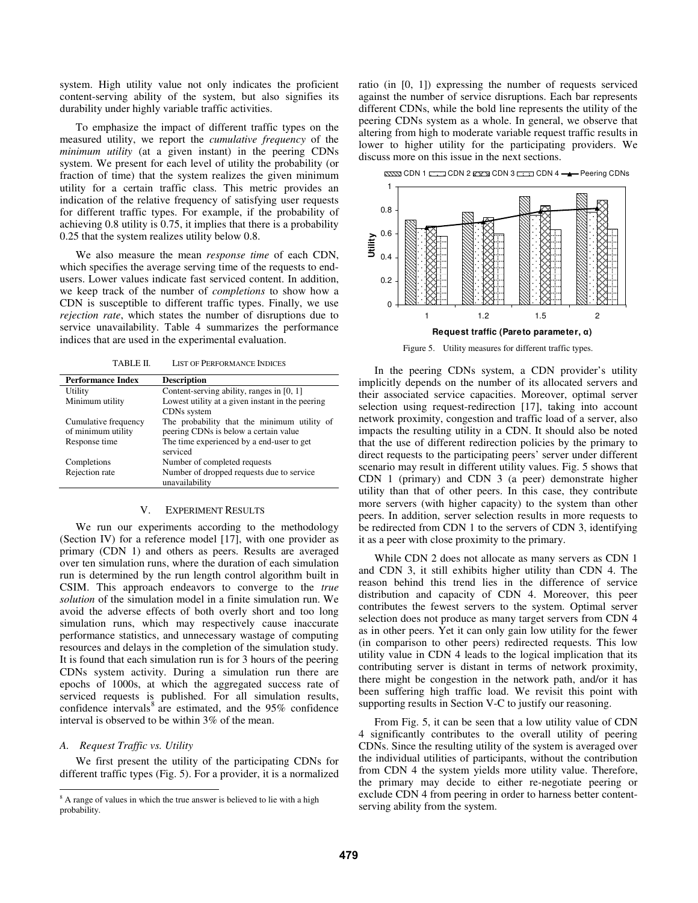system. High utility value not only indicates the proficient content-serving ability of the system, but also signifies its durability under highly variable traffic activities.

To emphasize the impact of different traffic types on the measured utility, we report the *cumulative frequency* of the *minimum utility* (at a given instant) in the peering CDNs system. We present for each level of utility the probability (or fraction of time) that the system realizes the given minimum utility for a certain traffic class. This metric provides an indication of the relative frequency of satisfying user requests for different traffic types. For example, if the probability of achieving 0.8 utility is 0.75, it implies that there is a probability 0.25 that the system realizes utility below 0.8.

We also measure the mean *response time* of each CDN, which specifies the average serving time of the requests to end-users. Lower values indicate fast serviced content. In addition, we keep track of the number of *completions* to show how a CDN is susceptible to different traffic types. Finally, we use *rejection rate*, which states the number of disruptions due to service unavailability. Table 4 summarizes the performance indices that are used in the experimental evaluation.

TABLE II. LIST OF PERFORMANCE INDICES

| Performance Index | Description |
|---|---|
| Utility | Content-serving ability, ranges in [0, 1] |
| Minimum utility | Lowest utility at a given instant in the peering CDNs system |
| Cumulative frequency of minimum utility | The probability that the minimum utility of peering CDNs is below a certain value |
| Response time | The time experienced by a end-user to get serviced |
| Completions | Number of completed requests |
| Rejection rate | Number of dropped requests due to service unavailability |

## V. EXPERIMENT RESULTS

We run our experiments according to the methodology (Section IV) for a reference model [17], with one provider as primary (CDN 1) and others as peers. Results are averaged over ten simulation runs, where the duration of each simulation run is determined by the run length control algorithm built in CSIM. This approach endeavors to converge to the *true solution* of the simulation model in a finite simulation run. We avoid the adverse effects of both overly short and too long simulation runs, which may respectively cause inaccurate performance statistics, and unnecessary wastage of computing resources and delays in the completion of the simulation study. It is found that each simulation run is for 3 hours of the peering CDNs system activity. During a simulation run there are epochs of 1000s, at which the aggregated success rate of serviced requests is published. For all simulation results, confidence intervals[8] are estimated, and the 95% confidence interval is observed to be within 3% of the mean.

### A. Request Traffic vs. Utility

We first present the utility of the participating CDNs for different traffic types (Fig. 5). For a provider, it is a normalized ratio (in [0, 1]) expressing the number of requests serviced against the number of service disruptions. Each bar represents different CDNs, while the bold line represents the utility of the peering CDNs system as a whole. In general, we observe that altering from high to moderate variable request traffic results in lower to higher utility for the participating providers. We discuss more on this issue in the next sections.

CDN 1 CDN 2 CDN 3 CDN 4 Peering CDNs

Utility

0 0.2 0.4 0.6 0.8 1

1 1.2 1.5 2

Request traffic (Pareto parameter, α)

Figure 5. Utility measures for different traffic types.

In the peering CDNs system, a CDN provider's utility implicitly depends on the number of its allocated servers and their associated service capacities. Moreover, optimal server selection using request-redirection [17], taking into account network proximity, congestion and traffic load of a server, also impacts the resulting utility in a CDN. It should also be noted that the use of different redirection policies by the primary to direct requests to the participating peers' server under different scenario may result in different utility values. Fig. 5 shows that CDN 1 (primary) and CDN 3 (a peer) demonstrate higher utility than that of other peers. In this case, they contribute more servers (with higher capacity) to the system than other peers. In addition, server selection results in more requests to be redirected from CDN 1 to the servers of CDN 3, identifying it as a peer with close proximity to the primary.

While CDN 2 does not allocate as many servers as CDN 1 and CDN 3, it still exhibits higher utility than CDN 4. The reason behind this trend lies in the difference of service distribution and capacity of CDN 4. Moreover, this peer contributes the fewest servers to the system. Optimal server selection does not produce as many target servers from CDN 4 as in other peers. Yet it can only gain low utility for the fewer (in comparison to other peers) redirected requests. This low utility value in CDN 4 leads to the logical implication that its contributing server is distant in terms of network proximity, there might be congestion in the network path, and/or it has been suffering high traffic load. We revisit this point with supporting results in Section V-C to justify our reasoning.

From Fig. 5, it can be seen that a low utility value of CDN 4 significantly contributes to the overall utility of peering CDNs. Since the resulting utility of the system is averaged over the individual utilities of participants, without the contribution from CDN 4 the system yields more utility value. Therefore, the primary may decide to either re-negotiate peering or exclude CDN 4 from peering in order to harness better content-serving ability from the system.

[8] A range of values in which the true answer is believed to lie with a high probability.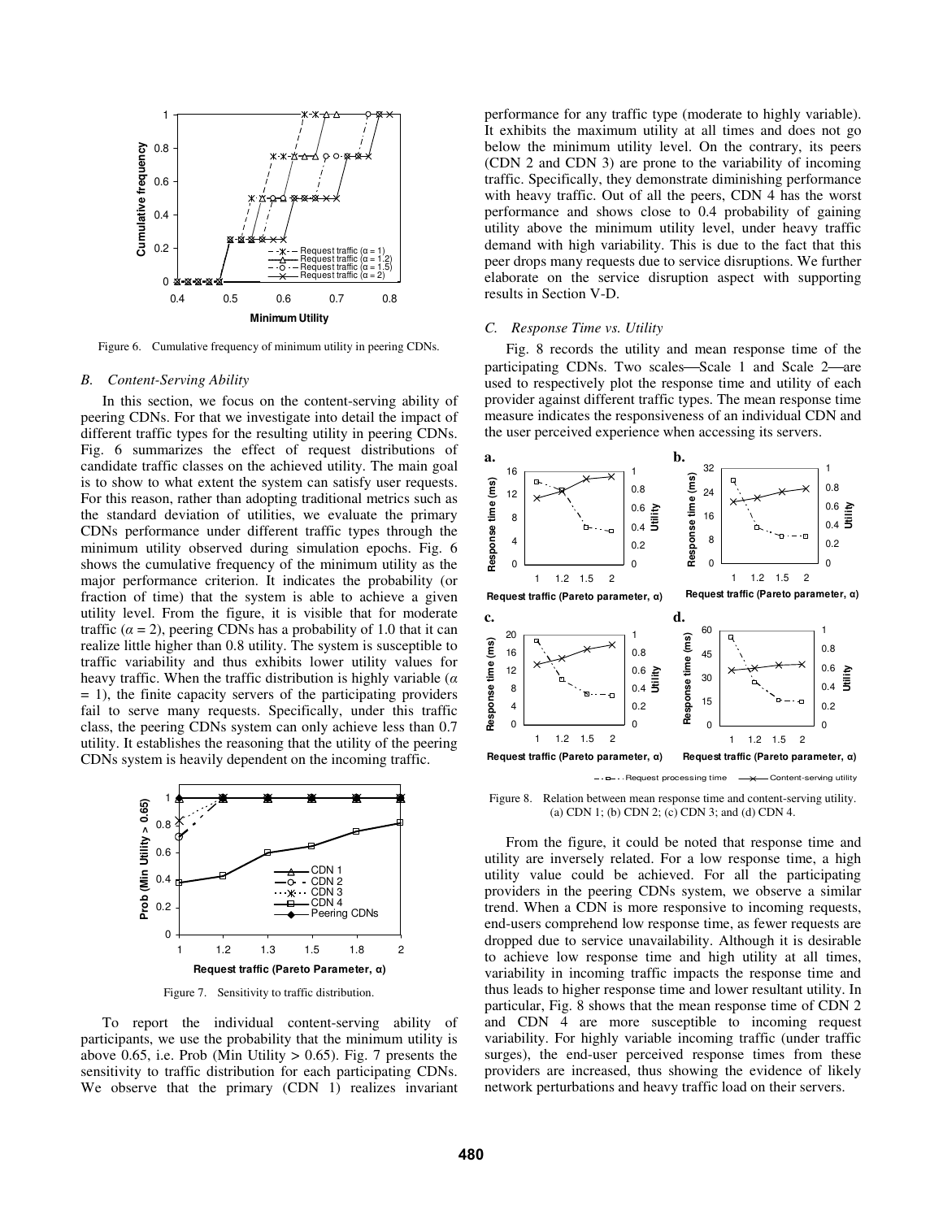1
0.8
0.6
0.4
0.2
0
0.4 0.5 0.6 0.7 0.8
Cumulative frequency
Minimum Utility
Request traffic (α = 1)
Request traffic (α = 1.2)
Request traffic (α = 1.5)
Request traffic (α = 2)

Figure 6. Cumulative frequency of minimum utility in peering CDNs.

### B. Content-Serving Ability

In this section, we focus on the content-serving ability of peering CDNs. For that we investigate into detail the impact of different traffic types for the resulting utility in peering CDNs. Fig. 6 summarizes the effect of request distributions of candidate traffic classes on the achieved utility. The main goal is to show to what extent the system can satisfy user requests. For this reason, rather than adopting traditional metrics such as the standard deviation of utilities, we evaluate the primary CDNs performance under different traffic types through the minimum utility observed during simulation epochs. Fig. 6 shows the cumulative frequency of the minimum utility as the major performance criterion. It indicates the probability (or fraction of time) that the system is able to achieve a given utility level. From the figure, it is visible that for moderate traffic ($\alpha = 2$), peering CDNs has a probability of 1.0 that it can realize little higher than 0.8 utility. The system is susceptible to traffic variability and thus exhibits lower utility values for heavy traffic. When the traffic distribution is highly variable ($\alpha = 1$), the finite capacity servers of the participating providers fail to serve many requests. Specifically, under this traffic class, the peering CDNs system can only achieve less than 0.7 utility. It establishes the reasoning that the utility of the peering CDNs system is heavily dependent on the incoming traffic.

1
0.8
0.6
0.4
0.2
0
1 1.2 1.3 1.5 1.8 2
Prob (Min Utility > 0.65)
Request traffic (Pareto Parameter, α)
CDN 1
CDN 2
CDN 3
CDN 4
Peering CDNs

Figure 7. Sensitivity to traffic distribution.

To report the individual content-serving ability of participants, we use the probability that the minimum utility is above 0.65, i.e. Prob (Min Utility > 0.65). Fig. 7 presents the sensitivity to traffic distribution for each participating CDNs. We observe that the primary (CDN 1) realizes invariant performance for any traffic type (moderate to highly variable). It exhibits the maximum utility at all times and does not go below the minimum utility level. On the contrary, its peers (CDN 2 and CDN 3) are prone to the variability of incoming traffic. Specifically, they demonstrate diminishing performance with heavy traffic. Out of all the peers, CDN 4 has the worst performance and shows close to 0.4 probability of gaining utility above the minimum utility level, under heavy traffic demand with high variability. This is due to the fact that this peer drops many requests due to service disruptions. We further elaborate on the service disruption aspect with supporting results in Section V-D.

### C. Response Time vs. Utility

Fig. 8 records the utility and mean response time of the participating CDNs. Two scales—Scale 1 and Scale 2—are used to respectively plot the response time and utility of each provider against different traffic types. The mean response time measure indicates the responsiveness of an individual CDN and the user perceived experience when accessing its servers.

a.
Response time (ms)
16
12
8
4
0
Utility
1
0.8
0.6
0.4
0.2
0
1 1.2 1.5 2
Request traffic (Pareto parameter, α)

b.
Response time (ms)
32
24
16
8
0
Utility
1
0.8
0.6
0.4
0.2
0
1 1.2 1.5 2
Request traffic (Pareto parameter, α)

c.
Response time (ms)
20
16
12
8
4
0
Utility
1
0.8
0.6
0.4
0.2
0
1 1.2 1.5 2
Request traffic (Pareto parameter, α)

d.
Response time (ms)
60
45
30
15
0
Utility
1
0.8
0.6
0.4
0.2
0
1 1.2 1.5 2
Request traffic (Pareto parameter, α)

Request processing time
Content-serving utility

Figure 8. Relation between mean response time and content-serving utility. (a) CDN 1; (b) CDN 2; (c) CDN 3; and (d) CDN 4.

From the figure, it could be noted that response time and utility are inversely related. For a low response time, a high utility value could be achieved. For all the participating providers in the peering CDNs system, we observe a similar trend. When a CDN is more responsive to incoming requests, end-users comprehend low response time, as fewer requests are dropped due to service unavailability. Although it is desirable to achieve low response time and high utility at all times, variability in incoming traffic impacts the response time and thus leads to higher response time and lower resultant utility. In particular, Fig. 8 shows that the mean response time of CDN 2 and CDN 4 are more susceptible to incoming request variability. For highly variable incoming traffic (under traffic surges), the end-user perceived response times from these providers are increased, thus showing the evidence of likely network perturbations and heavy traffic load on their servers.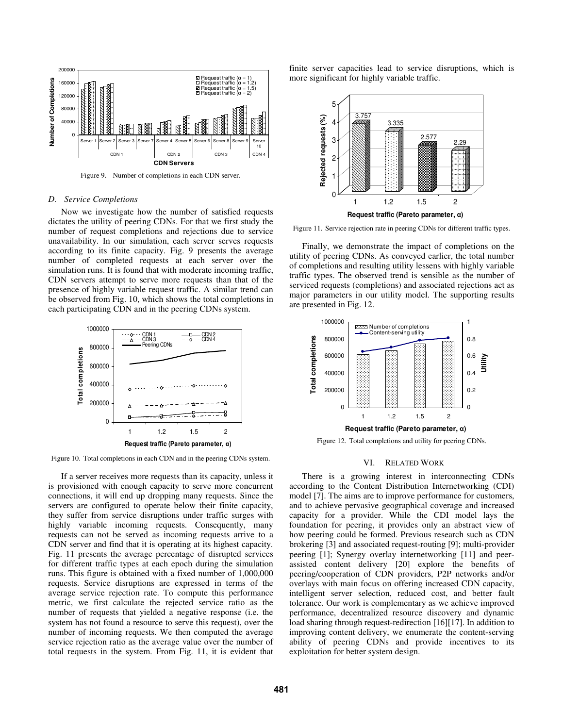Figure 9. Number of completions in each CDN server.

### D. Service Completions

Now we investigate how the number of satisfied requests dictates the utility of peering CDNs. For that we first study the number of request completions and rejections due to service unavailability. In our simulation, each server serves requests according to its finite capacity. Fig. 9 presents the average number of completed requests at each server over the simulation runs. It is found that with moderate incoming traffic, CDN servers attempt to serve more requests than that of the presence of highly variable request traffic. A similar trend can be observed from Fig. 10, which shows the total completions in each participating CDN and in the peering CDNs system.

Figure 10. Total completions in each CDN and in the peering CDNs system.

If a server receives more requests than its capacity, unless it is provisioned with enough capacity to serve more concurrent connections, it will end up dropping many requests. Since the servers are configured to operate below their finite capacity, they suffer from service disruptions under traffic surges with highly variable incoming requests. Consequently, many requests can not be served as incoming requests arrive to a CDN server and find that it is operating at its highest capacity. Fig. 11 presents the average percentage of disrupted services for different traffic types at each epoch during the simulation runs. This figure is obtained with a fixed number of 1,000,000 requests. Service disruptions are expressed in terms of the average service rejection rate. To compute this performance metric, we first calculate the rejected service ratio as the number of requests that yielded a negative response (i.e. the system has not found a resource to serve this request), over the number of incoming requests. We then computed the average service rejection ratio as the average value over the number of total requests in the system. From Fig. 11, it is evident that finite server capacities lead to service disruptions, which is more significant for highly variable traffic.

Figure 11. Service rejection rate in peering CDNs for different traffic types.

Finally, we demonstrate the impact of completions on the utility of peering CDNs. As conveyed earlier, the total number of completions and resulting utility lessens with highly variable traffic types. The observed trend is sensible as the number of serviced requests (completions) and associated rejections act as major parameters in our utility model. The supporting results are presented in Fig. 12.

Figure 12. Total completions and utility for peering CDNs.

## VI. Related Work

There is a growing interest in interconnecting CDNs according to the Content Distribution Internetworking (CDI) model [7]. The aims are to improve performance for customers, and to achieve pervasive geographical coverage and increased capacity for a provider. While the CDI model lays the foundation for peering, it provides only an abstract view of how peering could be formed. Previous research such as CDN brokering [3] and associated request-routing [9]; multi-provider peering [1]; Synergy overlay internetworking [11] and peer-assisted content delivery [20] explore the benefits of peering/cooperation of CDN providers, P2P networks and/or overlays with main focus on offering increased CDN capacity, intelligent server selection, reduced cost, and better fault tolerance. Our work is complementary as we achieve improved performance, decentralized resource discovery and dynamic load sharing through request-redirection [16][17]. In addition to improving content delivery, we enumerate the content-serving ability of peering CDNs and provide incentives to its exploitation for better system design.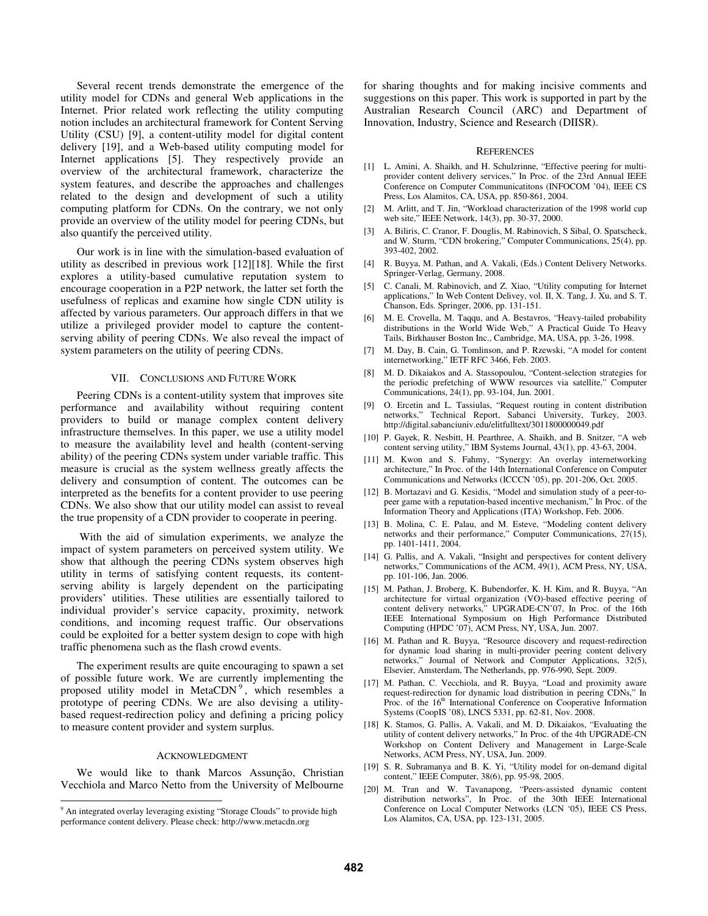Several recent trends demonstrate the emergence of the utility model for CDNs and general Web applications in the Internet. Prior related work reflecting the utility computing notion includes an architectural framework for Content Serving Utility (CSU) [9], a content-utility model for digital content delivery [19], and a Web-based utility computing model for Internet applications [5]. They respectively provide an overview of the architectural framework, characterize the system features, and describe the approaches and challenges related to the design and development of such a utility computing platform for CDNs. On the contrary, we not only provide an overview of the utility model for peering CDNs, but also quantify the perceived utility.

Our work is in line with the simulation-based evaluation of utility as described in previous work [12][18]. While the first explores a utility-based cumulative reputation system to encourage cooperation in a P2P network, the latter set forth the usefulness of replicas and examine how single CDN utility is affected by various parameters. Our approach differs in that we utilize a privileged provider model to capture the content-serving ability of peering CDNs. We also reveal the impact of system parameters on the utility of peering CDNs.

## VII. CONCLUSIONS AND FUTURE WORK

Peering CDNs is a content-utility system that improves site performance and availability without requiring content providers to build or manage complex content delivery infrastructure themselves. In this paper, we use a utility model to measure the availability level and health (content-serving ability) of the peering CDNs system under variable traffic. This measure is crucial as the system wellness greatly affects the delivery and consumption of content. The outcomes can be interpreted as the benefits for a content provider to use peering CDNs. We also show that our utility model can assist to reveal the true propensity of a CDN provider to cooperate in peering.

With the aid of simulation experiments, we analyze the impact of system parameters on perceived system utility. We show that although the peering CDNs system observes high utility in terms of satisfying content requests, its content-serving ability is largely dependent on the participating providers' utilities. These utilities are essentially tailored to individual provider's service capacity, proximity, network conditions, and incoming request traffic. Our observations could be exploited for a better system design to cope with high traffic phenomena such as the flash crowd events.

The experiment results are quite encouraging to spawn a set of possible future work. We are currently implementing the proposed utility model in MetaCDN [9], which resembles a prototype of peering CDNs. We are also devising a utility-based request-redirection policy and defining a pricing policy to measure content provider and system surplus.

## ACKNOWLEDGMENT

We would like to thank Marcos Assunção, Christian Vecchiola and Marco Netto from the University of Melbourne for sharing thoughts and for making incisive comments and suggestions on this paper. This work is supported in part by the Australian Research Council (ARC) and Department of Innovation, Industry, Science and Research (DIISR).

[9] An integrated overlay leveraging existing "Storage Clouds" to provide high performance content delivery. Please check: http://www.metacdn.org

## REFERENCES

[1] L. Amini, A. Shaikh, and H. Schulzrinne, "Effective peering for multi-provider content delivery services," In Proc. of the 23rd Annual IEEE Conference on Computer Communicatitons (INFOCOM '04), IEEE CS Press, Los Alamitos, CA, USA, pp. 850-861, 2004.

[2] M. Arlitt, and T. Jin, "Workload characterization of the 1998 world cup web site," IEEE Network, 14(3), pp. 30-37, 2000.

[3] A. Biliris, C. Cranor, F. Douglis, M. Rabinovich, S Sibal, O. Spatscheck, and W. Sturm, "CDN brokering," Computer Communications, 25(4), pp. 393-402, 2002.

[4] R. Buyya, M. Pathan, and A. Vakali, (Eds.) Content Delivery Networks. Springer-Verlag, Germany, 2008.

[5] C. Canali, M. Rabinovich, and Z. Xiao, "Utility computing for Internet applications," In Web Content Delivey, vol. II, X. Tang, J. Xu, and S. T. Chanson, Eds. Springer, 2006, pp. 131-151.

[6] M. E. Crovella, M. Taqqu, and A. Bestavros, "Heavy-tailed probability distributions in the World Wide Web," A Practical Guide To Heavy Tails, Birkhauser Boston Inc., Cambridge, MA, USA, pp. 3-26, 1998.

[7] M. Day, B. Cain, G. Tomlinson, and P. Rzewski, "A model for content internetworking," IETF RFC 3466, Feb. 2003.

[8] M. D. Dikaiakos and A. Stassopoulou, "Content-selection strategies for the periodic prefetching of WWW resources via satellite," Computer Communications, 24(1), pp. 93-104, Jun. 2001.

[9] O. Ercetin and L. Tassiulas, "Request routing in content distribution networks," Technical Report, Sabanci University, Turkey, 2003. http://digital.sabanciuniv.edu/elitfulltext/3011800000049.pdf

[10] P. Gayek, R. Nesbitt, H. Pearthree, A. Shaikh, and B. Snitzer, "A web content serving utility," IBM Systems Journal, 43(1), pp. 43-63, 2004.

[11] M. Kwon and S. Fahmy, "Synergy: An overlay internetworking architecture," In Proc. of the 14th International Conference on Computer Communications and Networks (ICCCN '05), pp. 201-206, Oct. 2005.

[12] B. Mortazavi and G. Kesidis, "Model and simulation study of a peer-to-peer game with a reputation-based incentive mechanism," In Proc. of the Information Theory and Applications (ITA) Workshop, Feb. 2006.

[13] B. Molina, C. E. Palau, and M. Esteve, "Modeling content delivery networks and their performance," Computer Communications, 27(15), pp. 1401-1411, 2004.

[14] G. Pallis, and A. Vakali, "Insight and perspectives for content delivery networks," Communications of the ACM, 49(1), ACM Press, NY, USA, pp. 101-106, Jan. 2006.

[15] M. Pathan, J. Broberg, K. Bubendorfer, K. H. Kim, and R. Buyya, "An architecture for virtual organization (VO)-based effective peering of content delivery networks," UPGRADE-CN'07, In Proc. of the 16th IEEE International Symposium on High Performance Distributed Computing (HPDC '07), ACM Press, NY, USA, Jun. 2007.

[16] M. Pathan and R. Buyya, "Resource discovery and request-redirection for dynamic load sharing in multi-provider peering content delivery networks," Journal of Network and Computer Applications, 32(5), Elsevier, Amsterdam, The Netherlands, pp. 976-990, Sept. 2009.

[17] M. Pathan, C. Vecchiola, and R. Buyya, "Load and proximity aware request-redirection for dynamic load distribution in peering CDNs," In Proc. of the 16th International Conference on Cooperative Information Systems (CoopIS '08), LNCS 5331, pp. 62-81, Nov. 2008.

[18] K. Stamos, G. Pallis, A. Vakali, and M. D. Dikaiakos, "Evaluating the utility of content delivery networks," In Proc. of the 4th UPGRADE-CN Workshop on Content Delivery and Management in Large-Scale Networks, ACM Press, NY, USA, Jun. 2009.

[19] S. R. Subramanya and B. K. Yi, "Utility model for on-demand digital content," IEEE Computer, 38(6), pp. 95-98, 2005.

[20] M. Tran and W. Tavanapong, "Peers-assisted dynamic content distribution networks", In Proc. of the 30th IEEE International Conference on Local Computer Networks (LCN '05), IEEE CS Press, Los Alamitos, CA, USA, pp. 123-131, 2005.